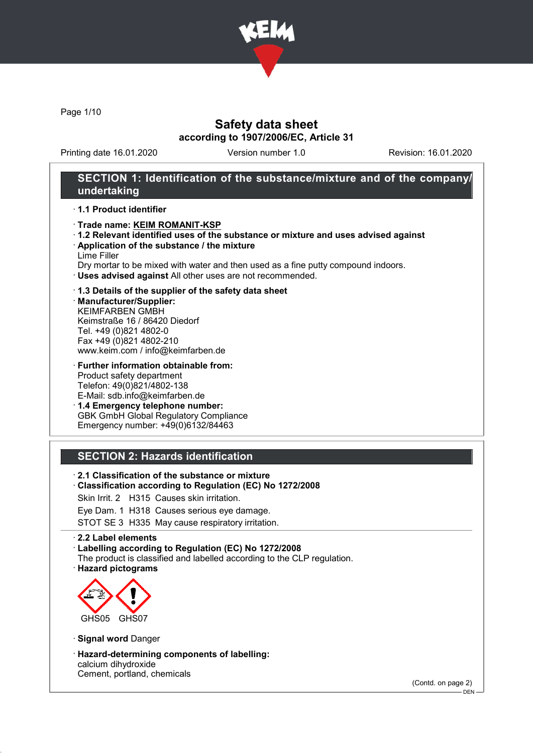# Safety data sheet

## according to 1907/2006/EC, Article 31

Printing date 16.01.2020 Version number 1.0 Revision: 16.01.2020

## SECTION 1: Identification of the substance/mixture and of the company/undertaking

· **1.1 Product identifier**

· **Trade name: KEIM ROMANIT-KSP**

· **1.2 Relevant identified uses of the substance or mixture and uses advised against**

· **Application of the substance / the mixture**
Lime Filler
Dry mortar to be mixed with water and then used as a fine putty compound indoors.

· **Uses advised against** All other uses are not recommended.

· **1.3 Details of the supplier of the safety data sheet**

· **Manufacturer/Supplier:**
KEIMFARBEN GMBH
Keimstraße 16 / 86420 Diedorf
Tel. +49 (0)821 4802-0
Fax +49 (0)821 4802-210
www.keim.com / info@keimfarben.de

· **Further information obtainable from:**
Product safety department
Telefon: 49(0)821/4802-138
E-Mail: sdb.info@keimfarben.de

· **1.4 Emergency telephone number:**
GBK GmbH Global Regulatory Compliance
Emergency number: +49(0)6132/84463

## SECTION 2: Hazards identification

· **2.1 Classification of the substance or mixture**

· **Classification according to Regulation (EC) No 1272/2008**

Skin Irrit. 2 H315 Causes skin irritation.

Eye Dam. 1 H318 Causes serious eye damage.

STOT SE 3 H335 May cause respiratory irritation.

· **2.2 Label elements**

· **Labelling according to Regulation (EC) No 1272/2008**
The product is classified and labelled according to the CLP regulation.

· **Hazard pictograms**

GHS05 GHS07

· **Signal word** Danger

· **Hazard-determining components of labelling:**
calcium dihydroxide
Cement, portland, chemicals

(Contd. on page 2)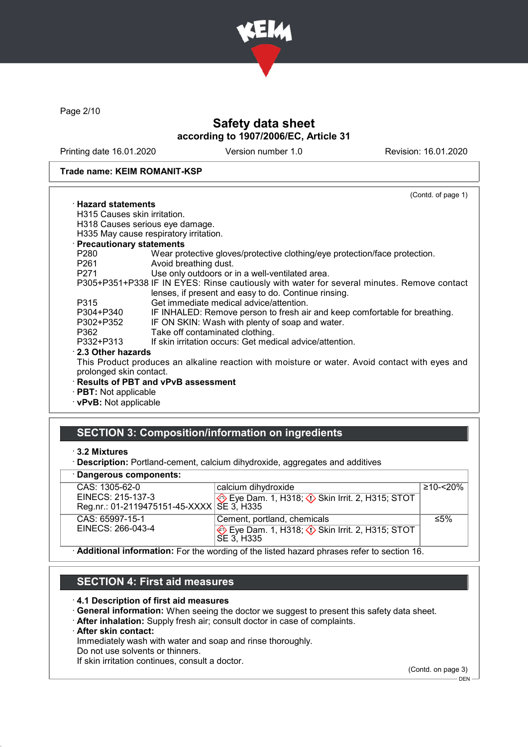Trade name: KEIM ROMANIT-KSP

(Contd. of page 1)

· **Hazard statements**
H315 Causes skin irritation.
H318 Causes serious eye damage.
H335 May cause respiratory irritation.

· **Precautionary statements**

| | |
|---|---|
| P280 | Wear protective gloves/protective clothing/eye protection/face protection. |
| P261 | Avoid breathing dust. |
| P271 | Use only outdoors or in a well-ventilated area. |
| P305+P351+P338 | IF IN EYES: Rinse cautiously with water for several minutes. Remove contact lenses, if present and easy to do. Continue rinsing. |
| P315 | Get immediate medical advice/attention. |
| P304+P340 | IF INHALED: Remove person to fresh air and keep comfortable for breathing. |
| P302+P352 | IF ON SKIN: Wash with plenty of soap and water. |
| P362 | Take off contaminated clothing. |
| P332+P313 | If skin irritation occurs: Get medical advice/attention. |

· **2.3 Other hazards**
This Product produces an alkaline reaction with moisture or water. Avoid contact with eyes and prolonged skin contact.

· **Results of PBT and vPvB assessment**
· **PBT:** Not applicable
· **vPvB:** Not applicable

## SECTION 3: Composition/information on ingredients

· **3.2 Mixtures**
· **Description:** Portland-cement, calcium dihydroxide, aggregates and additives

· **Dangerous components:**

| | | |
|---|---|---|
| CAS: 1305-62-0<br>EINECS: 215-137-3<br>Reg.nr.: 01-2119475151-45-XXXX | calcium dihydroxide<br>Eye Dam. 1, H318; Skin Irrit. 2, H315; STOT SE 3, H335 | ≥10-<20% |
| CAS: 65997-15-1<br>EINECS: 266-043-4 | Cement, portland, chemicals<br>Eye Dam. 1, H318; Skin Irrit. 2, H315; STOT SE 3, H335 | ≤5% |

· **Additional information:** For the wording of the listed hazard phrases refer to section 16.

## SECTION 4: First aid measures

· **4.1 Description of first aid measures**
· **General information:** When seeing the doctor we suggest to present this safety data sheet.
· **After inhalation:** Supply fresh air; consult doctor in case of complaints.
· **After skin contact:**
Immediately wash with water and soap and rinse thoroughly.
Do not use solvents or thinners.
If skin irritation continues, consult a doctor.

(Contd. on page 3)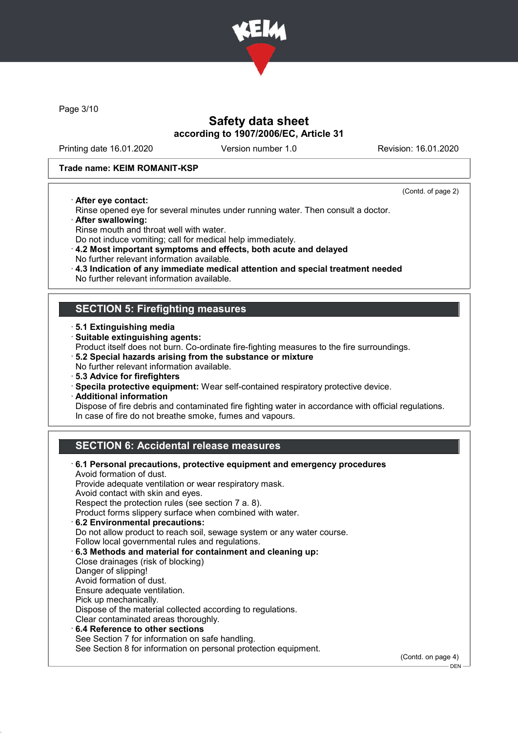Trade name: KEIM ROMANIT-KSP

(Contd. of page 2)

· **After eye contact:**
Rinse opened eye for several minutes under running water. Then consult a doctor.

· **After swallowing:**
Rinse mouth and throat well with water.
Do not induce vomiting; call for medical help immediately.

· **4.2 Most important symptoms and effects, both acute and delayed**
No further relevant information available.

· **4.3 Indication of any immediate medical attention and special treatment needed**
No further relevant information available.

## SECTION 5: Firefighting measures

· **5.1 Extinguishing media**

· **Suitable extinguishing agents:**
Product itself does not burn. Co-ordinate fire-fighting measures to the fire surroundings.

· **5.2 Special hazards arising from the substance or mixture**
No further relevant information available.

· **5.3 Advice for firefighters**

· **Specila protective equipment:** Wear self-contained respiratory protective device.

· **Additional information**
Dispose of fire debris and contaminated fire fighting water in accordance with official regulations.
In case of fire do not breathe smoke, fumes and vapours.

## SECTION 6: Accidental release measures

· **6.1 Personal precautions, protective equipment and emergency procedures**
Avoid formation of dust.
Provide adequate ventilation or wear respiratory mask.
Avoid contact with skin and eyes.
Respect the protection rules (see section 7 a. 8).
Product forms slippery surface when combined with water.

· **6.2 Environmental precautions:**
Do not allow product to reach soil, sewage system or any water course.
Follow local governmental rules and regulations.

· **6.3 Methods and material for containment and cleaning up:**
Close drainages (risk of blocking)
Danger of slipping!
Avoid formation of dust.
Ensure adequate ventilation.
Pick up mechanically.
Dispose of the material collected according to regulations.
Clear contaminated areas thoroughly.

· **6.4 Reference to other sections**
See Section 7 for information on safe handling.
See Section 8 for information on personal protection equipment.

(Contd. on page 4)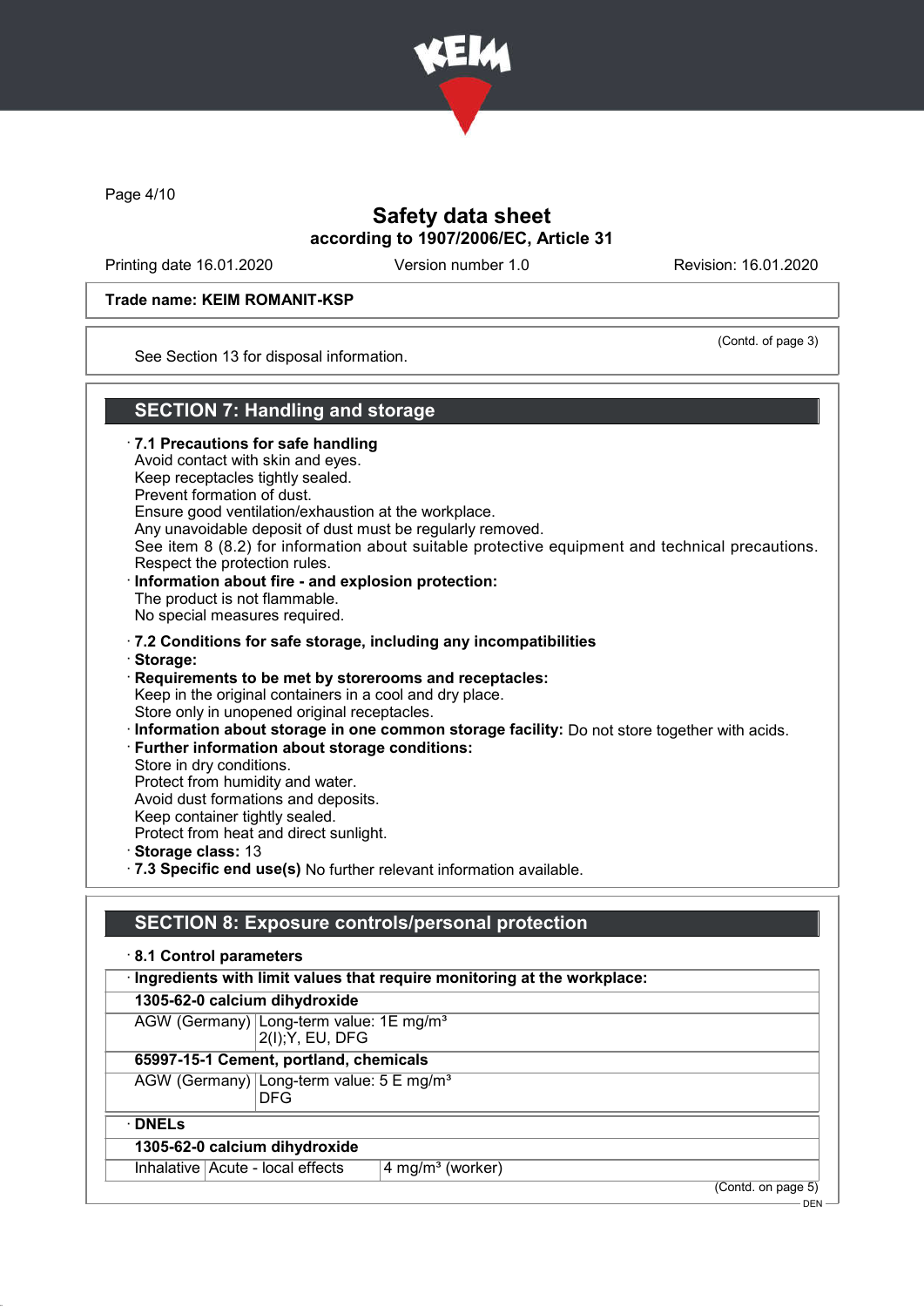Trade name: KEIM ROMANIT-KSP

(Contd. of page 3)

See Section 13 for disposal information.

## SECTION 7: Handling and storage

· **7.1 Precautions for safe handling**
Avoid contact with skin and eyes.
Keep receptacles tightly sealed.
Prevent formation of dust.
Ensure good ventilation/exhaustion at the workplace.
Any unavoidable deposit of dust must be regularly removed.
See item 8 (8.2) for information about suitable protective equipment and technical precautions.
Respect the protection rules.

· **Information about fire - and explosion protection:**
The product is not flammable.
No special measures required.

· **7.2 Conditions for safe storage, including any incompatibilities**
· **Storage:**
· **Requirements to be met by storerooms and receptacles:**
Keep in the original containers in a cool and dry place.
Store only in unopened original receptacles.
· **Information about storage in one common storage facility:** Do not store together with acids.
· **Further information about storage conditions:**
Store in dry conditions.
Protect from humidity and water.
Avoid dust formations and deposits.
Keep container tightly sealed.
Protect from heat and direct sunlight.
· **Storage class:** 13
· **7.3 Specific end use(s)** No further relevant information available.

## SECTION 8: Exposure controls/personal protection

· **8.1 Control parameters**

· **Ingredients with limit values that require monitoring at the workplace:**

| **1305-62-0 calcium dihydroxide** | |
|---|---|
| AGW (Germany) | Long-term value: 1E mg/m³<br>2(I);Y, EU, DFG |
| **65997-15-1 Cement, portland, chemicals** | |
| AGW (Germany) | Long-term value: 5 E mg/m³<br>DFG |

· **DNELs**

| **1305-62-0 calcium dihydroxide** | | |
|---|---|---|
| Inhalative | Acute - local effects | 4 mg/m³ (worker) |

(Contd. on page 5)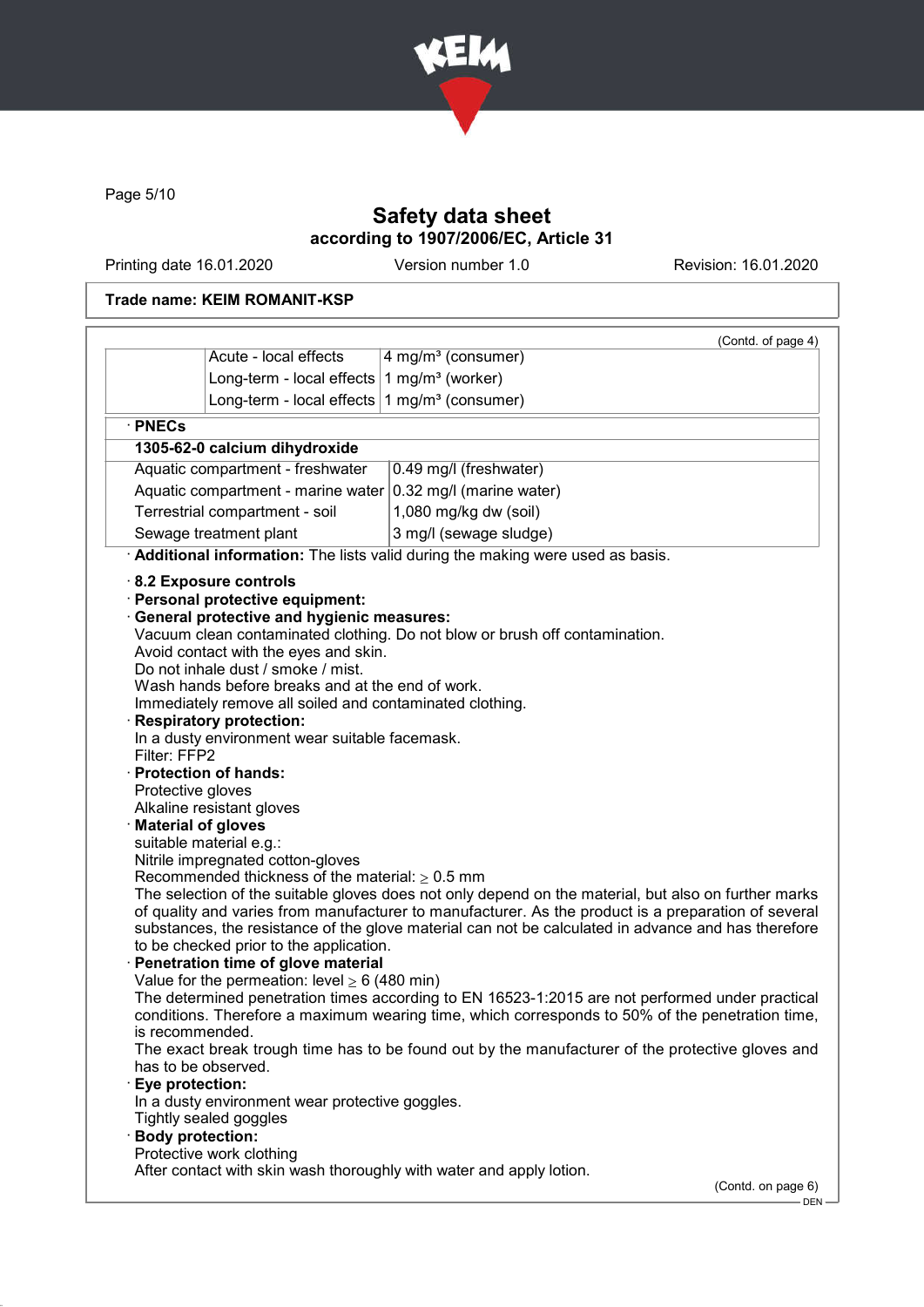**Trade name: KEIM ROMANIT-KSP**

(Contd. of page 4)

| | | |
|---|---|---|
| | Acute - local effects | 4 mg/m³ (consumer) |
| | Long-term - local effects | 1 mg/m³ (worker) |
| | Long-term - local effects | 1 mg/m³ (consumer) |

· **PNECs**

| **1305-62-0 calcium dihydroxide** | |
|---|---|
| Aquatic compartment - freshwater | 0.49 mg/l (freshwater) |
| Aquatic compartment - marine water | 0.32 mg/l (marine water) |
| Terrestrial compartment - soil | 1,080 mg/kg dw (soil) |
| Sewage treatment plant | 3 mg/l (sewage sludge) |

· **Additional information:** The lists valid during the making were used as basis.

· **8.2 Exposure controls**
· **Personal protective equipment:**
· **General protective and hygienic measures:**
Vacuum clean contaminated clothing. Do not blow or brush off contamination.
Avoid contact with the eyes and skin.
Do not inhale dust / smoke / mist.
Wash hands before breaks and at the end of work.
Immediately remove all soiled and contaminated clothing.
· **Respiratory protection:**
In a dusty environment wear suitable facemask.
Filter: FFP2
· **Protection of hands:**
Protective gloves
Alkaline resistant gloves
· **Material of gloves**
suitable material e.g.:
Nitrile impregnated cotton-gloves
Recommended thickness of the material: $\geq$ 0.5 mm
The selection of the suitable gloves does not only depend on the material, but also on further marks of quality and varies from manufacturer to manufacturer. As the product is a preparation of several substances, the resistance of the glove material can not be calculated in advance and has therefore to be checked prior to the application.
· **Penetration time of glove material**
Value for the permeation: level $\geq$ 6 (480 min)
The determined penetration times according to EN 16523-1:2015 are not performed under practical conditions. Therefore a maximum wearing time, which corresponds to 50% of the penetration time, is recommended.
The exact break trough time has to be found out by the manufacturer of the protective gloves and has to be observed.
· **Eye protection:**
In a dusty environment wear protective goggles.
Tightly sealed goggles
· **Body protection:**
Protective work clothing
After contact with skin wash thoroughly with water and apply lotion.

(Contd. on page 6)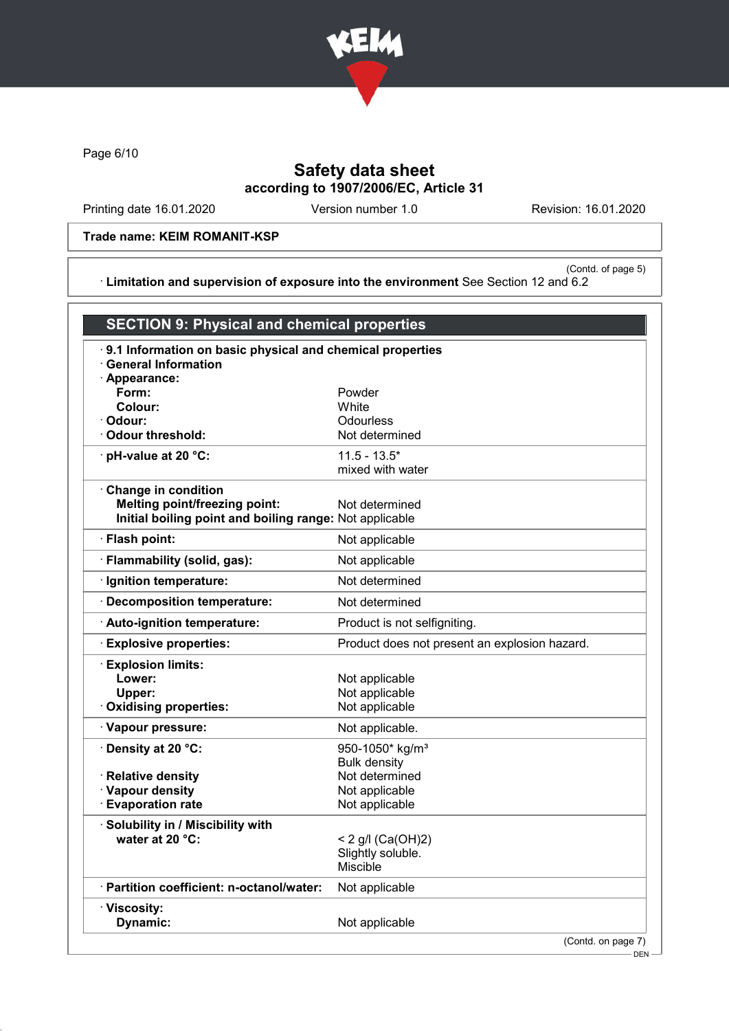Safety data sheet
according to 1907/2006/EC, Article 31

Printing date 16.01.2020 Version number 1.0 Revision: 16.01.2020

**Trade name: KEIM ROMANIT-KSP**

(Contd. of page 5)

· **Limitation and supervision of exposure into the environment** See Section 12 and 6.2

## SECTION 9: Physical and chemical properties

· **9.1 Information on basic physical and chemical properties**
· **General Information**

| | |
|---|---|
| · **Appearance:** | |
| **Form:** | Powder |
| **Colour:** | White |
| · **Odour:** | Odourless |
| · **Odour threshold:** | Not determined |
| · **pH-value at 20 °C:** | 11.5 - 13.5* mixed with water |
| · **Change in condition** | |
| **Melting point/freezing point:** | Not determined |
| **Initial boiling point and boiling range:** | Not applicable |
| · **Flash point:** | Not applicable |
| · **Flammability (solid, gas):** | Not applicable |
| · **Ignition temperature:** | Not determined |
| · **Decomposition temperature:** | Not determined |
| · **Auto-ignition temperature:** | Product is not selfigniting. |
| · **Explosive properties:** | Product does not present an explosion hazard. |
| · **Explosion limits:** | |
| **Lower:** | Not applicable |
| **Upper:** | Not applicable |
| · **Oxidising properties:** | Not applicable |
| · **Vapour pressure:** | Not applicable. |
| · **Density at 20 °C:** | 950-1050* kg/m³ Bulk density |
| · **Relative density** | Not determined |
| · **Vapour density** | Not applicable |
| · **Evaporation rate** | Not applicable |
| · **Solubility in / Miscibility with water at 20 °C:** | < 2 g/l ($Ca(OH)_2$) Slightly soluble. Miscible |
| · **Partition coefficient: n-octanol/water:** | Not applicable |
| · **Viscosity:** | |
| **Dynamic:** | Not applicable |

(Contd. on page 7)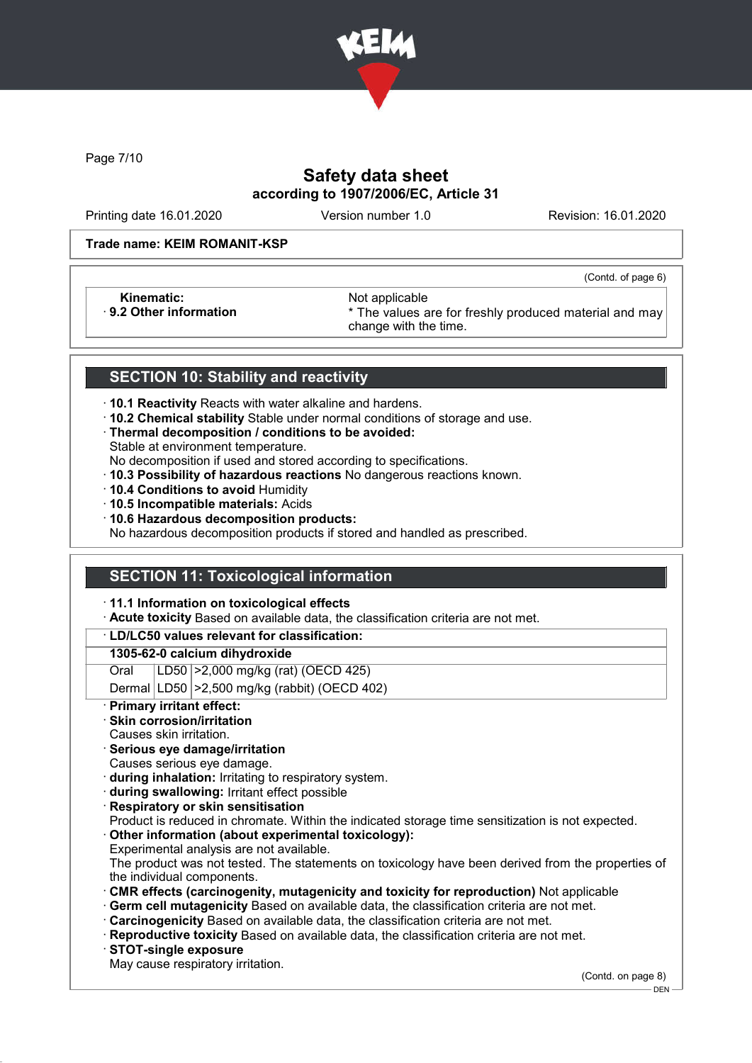Trade name: KEIM ROMANIT-KSP

(Contd. of page 6)

| | |
|---|---|
| **Kinematic:** | Not applicable |
| · **9.2 Other information** | * The values are for freshly produced material and may change with the time. |

## SECTION 10: Stability and reactivity

· **10.1 Reactivity** Reacts with water alkaline and hardens.
· **10.2 Chemical stability** Stable under normal conditions of storage and use.
· **Thermal decomposition / conditions to be avoided:**
Stable at environment temperature.
No decomposition if used and stored according to specifications.
· **10.3 Possibility of hazardous reactions** No dangerous reactions known.
· **10.4 Conditions to avoid** Humidity
· **10.5 Incompatible materials:** Acids
· **10.6 Hazardous decomposition products:**
No hazardous decomposition products if stored and handled as prescribed.

## SECTION 11: Toxicological information

· **11.1 Information on toxicological effects**
· **Acute toxicity** Based on available data, the classification criteria are not met.

· **LD/LC50 values relevant for classification:**

| **1305-62-0 calcium dihydroxide** | | |
|---|---|---|
| Oral | LD50 | >2,000 mg/kg (rat) (OECD 425) |
| Dermal | LD50 | >2,500 mg/kg (rabbit) (OECD 402) |

· **Primary irritant effect:**
· **Skin corrosion/irritation**
Causes skin irritation.
· **Serious eye damage/irritation**
Causes serious eye damage.
· **during inhalation:** Irritating to respiratory system.
· **during swallowing:** Irritant effect possible
· **Respiratory or skin sensitisation**
Product is reduced in chromate. Within the indicated storage time sensitization is not expected.
· **Other information (about experimental toxicology):**
Experimental analysis are not available.
The product was not tested. The statements on toxicology have been derived from the properties of the individual components.
· **CMR effects (carcinogenity, mutagenicity and toxicity for reproduction)** Not applicable
· **Germ cell mutagenicity** Based on available data, the classification criteria are not met.
· **Carcinogenicity** Based on available data, the classification criteria are not met.
· **Reproductive toxicity** Based on available data, the classification criteria are not met.
· **STOT-single exposure**
May cause respiratory irritation.

(Contd. on page 8)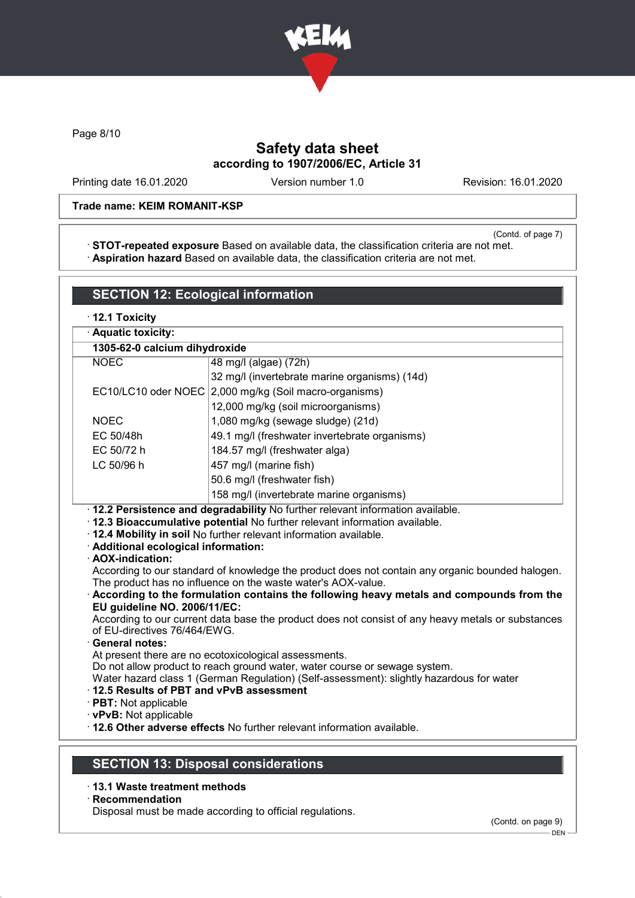Trade name: KEIM ROMANIT-KSP

(Contd. of page 7)

· **STOT-repeated exposure** Based on available data, the classification criteria are not met.
· **Aspiration hazard** Based on available data, the classification criteria are not met.

## SECTION 12: Ecological information

· **12.1 Toxicity**

| · Aquatic toxicity: | |
|---|---|
| **1305-62-0 calcium dihydroxide** | |
| NOEC | 48 mg/l (algae) (72h) |
| | 32 mg/l (invertebrate marine organisms) (14d) |
| EC10/LC10 oder NOEC | 2,000 mg/kg (Soil macro-organisms) |
| | 12,000 mg/kg (soil microorganisms) |
| NOEC | 1,080 mg/kg (sewage sludge) (21d) |
| EC 50/48h | 49.1 mg/l (freshwater invertebrate organisms) |
| EC 50/72 h | 184.57 mg/l (freshwater alga) |
| LC 50/96 h | 457 mg/l (marine fish) |
| | 50.6 mg/l (freshwater fish) |
| | 158 mg/l (invertebrate marine organisms) |

· **12.2 Persistence and degradability** No further relevant information available.
· **12.3 Bioaccumulative potential** No further relevant information available.
· **12.4 Mobility in soil** No further relevant information available.
· **Additional ecological information:**
· **AOX-indication:**
According to our standard of knowledge the product does not contain any organic bounded halogen. The product has no influence on the waste water's AOX-value.
· **According to the formulation contains the following heavy metals and compounds from the EU guideline NO. 2006/11/EC:**
According to our current data base the product does not consist of any heavy metals or substances of EU-directives 76/464/EWG.
· **General notes:**
At present there are no ecotoxicological assessments.
Do not allow product to reach ground water, water course or sewage system.
Water hazard class 1 (German Regulation) (Self-assessment): slightly hazardous for water
· **12.5 Results of PBT and vPvB assessment**
· **PBT:** Not applicable
· **vPvB:** Not applicable
· **12.6 Other adverse effects** No further relevant information available.

## SECTION 13: Disposal considerations

· **13.1 Waste treatment methods**
· **Recommendation**
Disposal must be made according to official regulations.

(Contd. on page 9)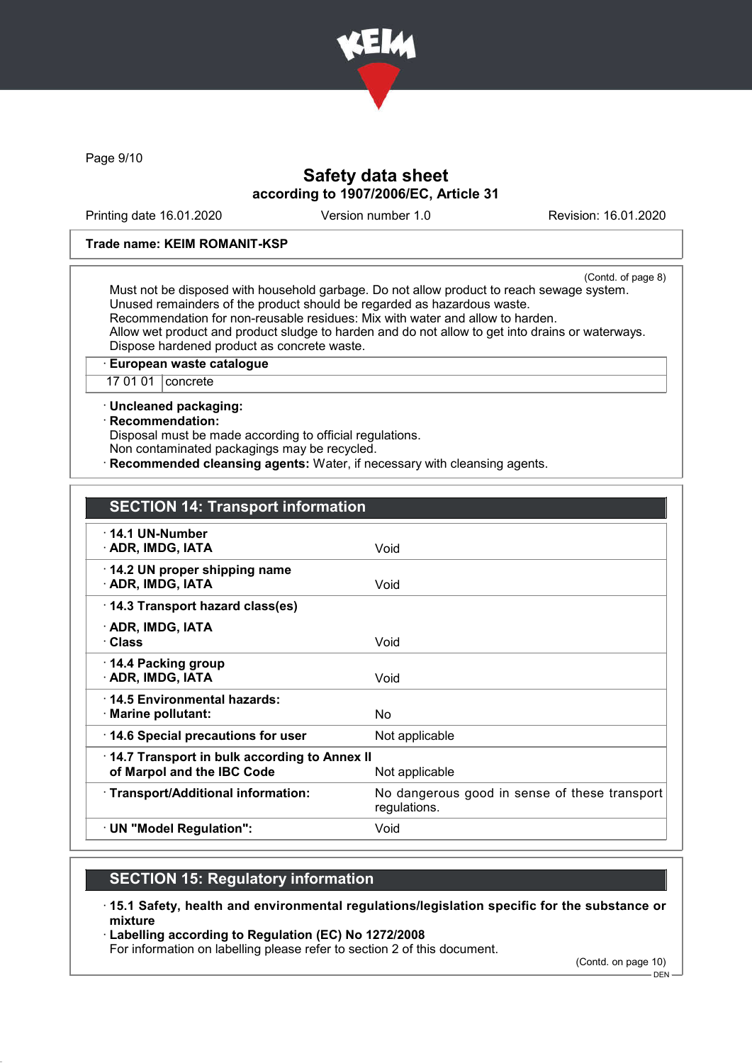Trade name: KEIM ROMANIT-KSP

(Contd. of page 8)

Must not be disposed with household garbage. Do not allow product to reach sewage system.
Unused remainders of the product should be regarded as hazardous waste.
Recommendation for non-reusable residues: Mix with water and allow to harden.
Allow wet product and product sludge to harden and do not allow to get into drains or waterways.
Dispose hardened product as concrete waste.

| · European waste catalogue | |
|---|---|
| 17 01 01 | concrete |

· **Uncleaned packaging:**
· **Recommendation:**
Disposal must be made according to official regulations.
Non contaminated packagings may be recycled.
· **Recommended cleansing agents:** Water, if necessary with cleansing agents.

## SECTION 14: Transport information

| | |
|---|---|
| · **14.1 UN-Number** · **ADR, IMDG, IATA** | Void |
| · **14.2 UN proper shipping name** · **ADR, IMDG, IATA** | Void |
| · **14.3 Transport hazard class(es)** · **ADR, IMDG, IATA** · **Class** | Void |
| · **14.4 Packing group** · **ADR, IMDG, IATA** | Void |
| · **14.5 Environmental hazards:** · **Marine pollutant:** | No |
| · **14.6 Special precautions for user** | Not applicable |
| · **14.7 Transport in bulk according to Annex II of Marpol and the IBC Code** | Not applicable |
| · **Transport/Additional information:** | No dangerous good in sense of these transport regulations. |
| · **UN "Model Regulation":** | Void |

## SECTION 15: Regulatory information

· **15.1 Safety, health and environmental regulations/legislation specific for the substance or mixture**
· **Labelling according to Regulation (EC) No 1272/2008**
For information on labelling please refer to section 2 of this document.

(Contd. on page 10)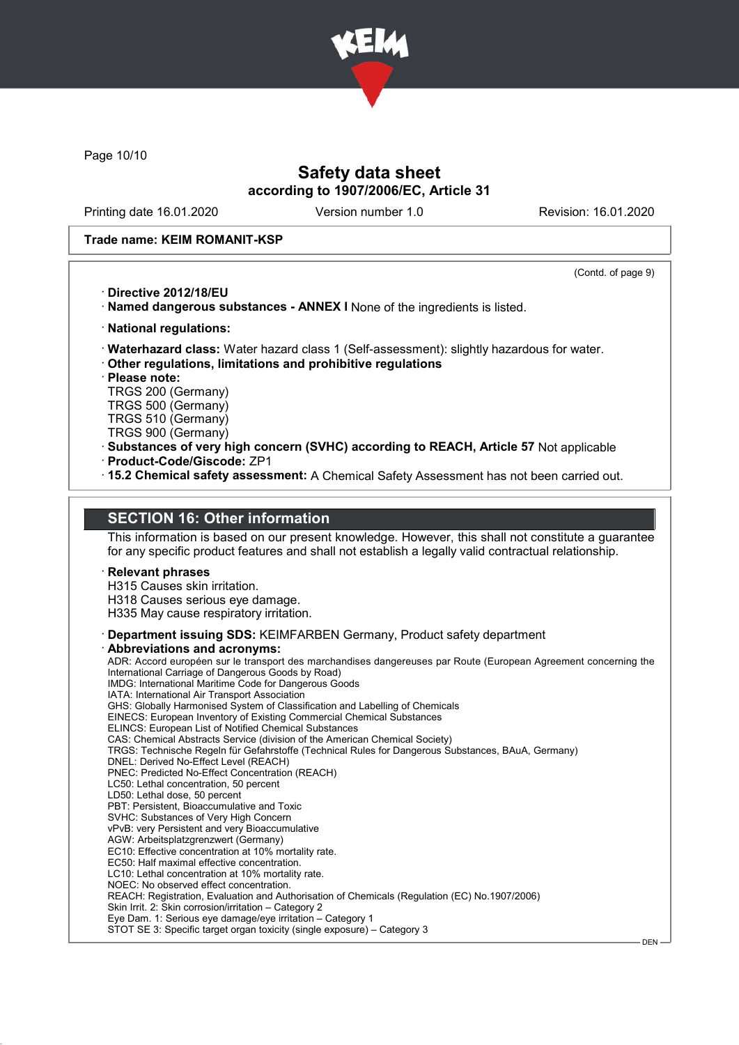Trade name: KEIM ROMANIT-KSP

(Contd. of page 9)

· **Directive 2012/18/EU**
· **Named dangerous substances - ANNEX I** None of the ingredients is listed.

· **National regulations:**

· **Waterhazard class:** Water hazard class 1 (Self-assessment): slightly hazardous for water.
· **Other regulations, limitations and prohibitive regulations**
· **Please note:**
TRGS 200 (Germany)
TRGS 500 (Germany)
TRGS 510 (Germany)
TRGS 900 (Germany)
· **Substances of very high concern (SVHC) according to REACH, Article 57** Not applicable
· **Product-Code/Giscode:** ZP1
· **15.2 Chemical safety assessment:** A Chemical Safety Assessment has not been carried out.

## SECTION 16: Other information

This information is based on our present knowledge. However, this shall not constitute a guarantee for any specific product features and shall not establish a legally valid contractual relationship.

· **Relevant phrases**
H315 Causes skin irritation.
H318 Causes serious eye damage.
H335 May cause respiratory irritation.

· **Department issuing SDS:** KEIMFARBEN Germany, Product safety department
· **Abbreviations and acronyms:**
ADR: Accord européen sur le transport des marchandises dangereuses par Route (European Agreement concerning the International Carriage of Dangerous Goods by Road)
IMDG: International Maritime Code for Dangerous Goods
IATA: International Air Transport Association
GHS: Globally Harmonised System of Classification and Labelling of Chemicals
EINECS: European Inventory of Existing Commercial Chemical Substances
ELINCS: European List of Notified Chemical Substances
CAS: Chemical Abstracts Service (division of the American Chemical Society)
TRGS: Technische Regeln für Gefahrstoffe (Technical Rules for Dangerous Substances, BAuA, Germany)
DNEL: Derived No-Effect Level (REACH)
PNEC: Predicted No-Effect Concentration (REACH)
LC50: Lethal concentration, 50 percent
LD50: Lethal dose, 50 percent
PBT: Persistent, Bioaccumulative and Toxic
SVHC: Substances of Very High Concern
vPvB: very Persistent and very Bioaccumulative
AGW: Arbeitsplatzgrenzwert (Germany)
EC10: Effective concentration at 10% mortality rate.
EC50: Half maximal effective concentration.
LC10: Lethal concentration at 10% mortality rate.
NOEC: No observed effect concentration.
REACH: Registration, Evaluation and Authorisation of Chemicals (Regulation (EC) No.1907/2006)
Skin Irrit. 2: Skin corrosion/irritation – Category 2
Eye Dam. 1: Serious eye damage/eye irritation – Category 1
STOT SE 3: Specific target organ toxicity (single exposure) – Category 3